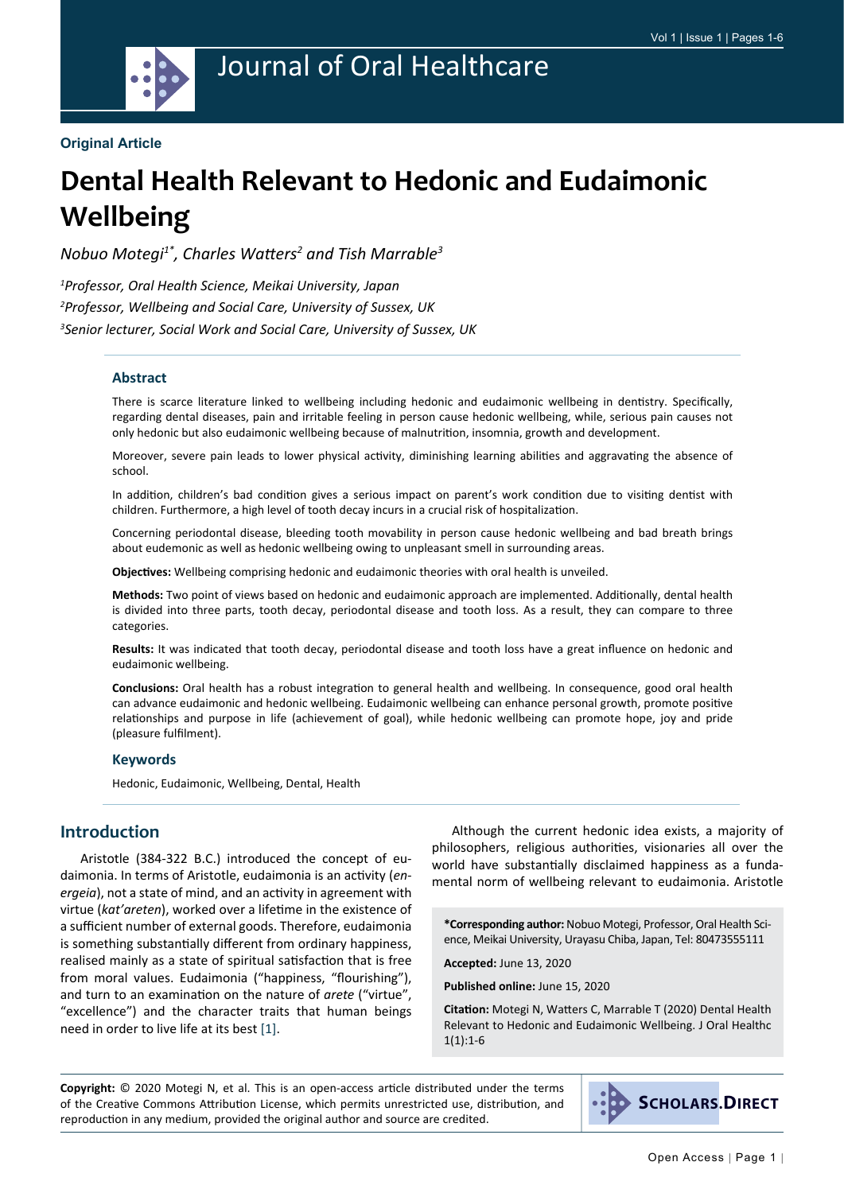Original Article

# Dental Health Relevant to Hedonic and Eudaimonic Wellbeing

*Nobuo Motegi[1*], Charles Watters[2] and Tish Marrable[3]*

*[1]Professor, Oral Health Science, Meikai University, Japan*

*[2]Professor, Wellbeing and Social Care, University of Sussex, UK*

*[3]Senior lecturer, Social Work and Social Care, University of Sussex, UK*

## Abstract

There is scarce literature linked to wellbeing including hedonic and eudaimonic wellbeing in dentistry. Specifically, regarding dental diseases, pain and irritable feeling in person cause hedonic wellbeing, while, serious pain causes not only hedonic but also eudaimonic wellbeing because of malnutrition, insomnia, growth and development.

Moreover, severe pain leads to lower physical activity, diminishing learning abilities and aggravating the absence of school.

In addition, children's bad condition gives a serious impact on parent's work condition due to visiting dentist with children. Furthermore, a high level of tooth decay incurs in a crucial risk of hospitalization.

Concerning periodontal disease, bleeding tooth movability in person cause hedonic wellbeing and bad breath brings about eudemonic as well as hedonic wellbeing owing to unpleasant smell in surrounding areas.

**Objectives:** Wellbeing comprising hedonic and eudaimonic theories with oral health is unveiled.

**Methods:** Two point of views based on hedonic and eudaimonic approach are implemented. Additionally, dental health is divided into three parts, tooth decay, periodontal disease and tooth loss. As a result, they can compare to three categories.

**Results:** It was indicated that tooth decay, periodontal disease and tooth loss have a great influence on hedonic and eudaimonic wellbeing.

**Conclusions:** Oral health has a robust integration to general health and wellbeing. In consequence, good oral health can advance eudaimonic and hedonic wellbeing. Eudaimonic wellbeing can enhance personal growth, promote positive relationships and purpose in life (achievement of goal), while hedonic wellbeing can promote hope, joy and pride (pleasure fulfilment).

### Keywords

Hedonic, Eudaimonic, Wellbeing, Dental, Health

## Introduction

Aristotle (384-322 B.C.) introduced the concept of eudaimonia. In terms of Aristotle, eudaimonia is an activity (*energeia*), not a state of mind, and an activity in agreement with virtue (*kat'areten*), worked over a lifetime in the existence of a sufficient number of external goods. Therefore, eudaimonia is something substantially different from ordinary happiness, realised mainly as a state of spiritual satisfaction that is free from moral values. Eudaimonia ("happiness, "flourishing"), and turn to an examination on the nature of *arete* ("virtue", "excellence") and the character traits that human beings need in order to live life at its best [1].

Although the current hedonic idea exists, a majority of philosophers, religious authorities, visionaries all over the world have substantially disclaimed happiness as a fundamental norm of wellbeing relevant to eudaimonia. Aristotle

**\*Corresponding author:** Nobuo Motegi, Professor, Oral Health Science, Meikai University, Urayasu Chiba, Japan, Tel: 80473555111

**Accepted:** June 13, 2020

**Published online:** June 15, 2020

**Citation:** Motegi N, Watters C, Marrable T (2020) Dental Health Relevant to Hedonic and Eudaimonic Wellbeing. J Oral Healthc 1(1):1-6

**Copyright:** © 2020 Motegi N, et al. This is an open-access article distributed under the terms of the Creative Commons Attribution License, which permits unrestricted use, distribution, and reproduction in any medium, provided the original author and source are credited.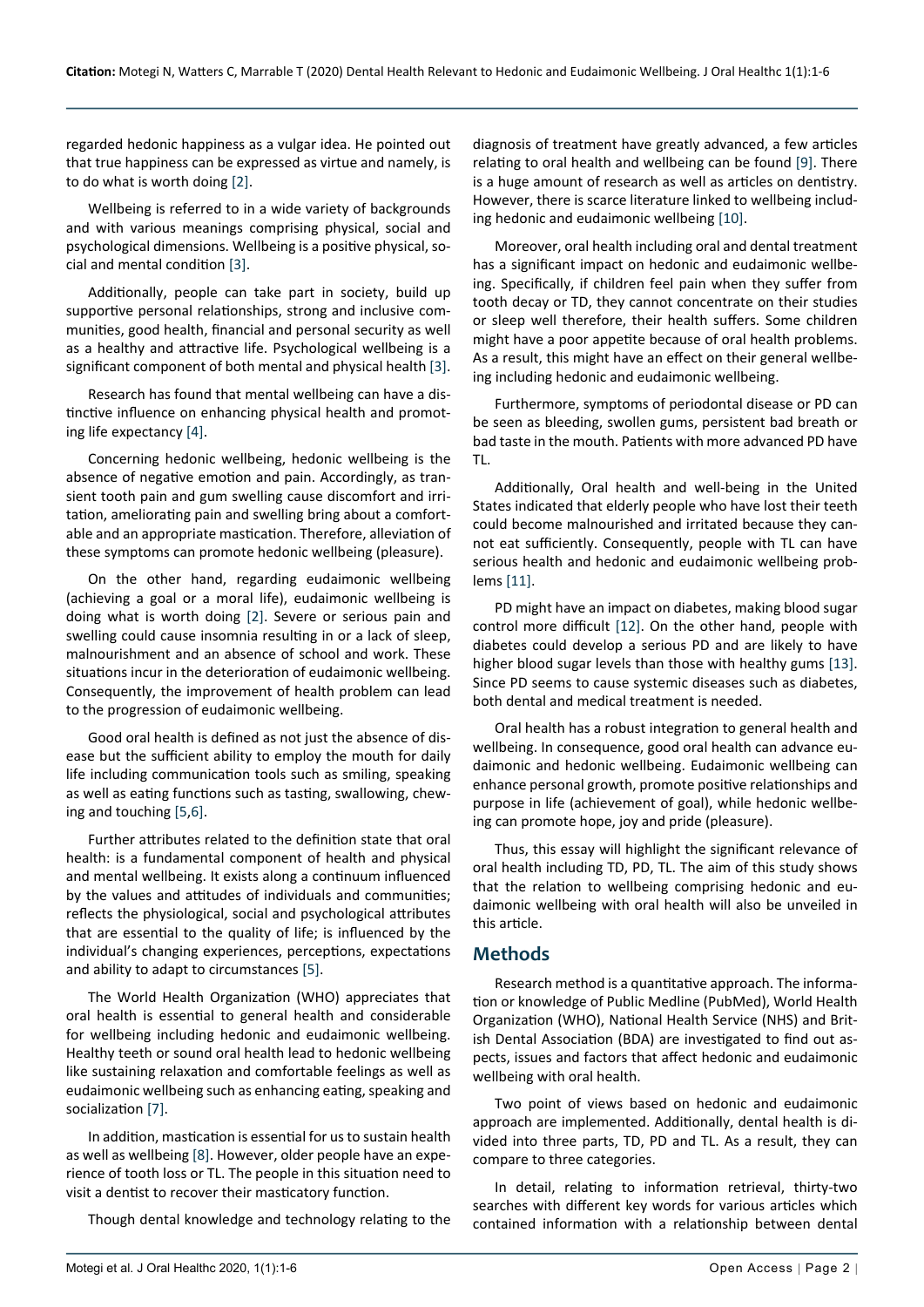regarded hedonic happiness as a vulgar idea. He pointed out that true happiness can be expressed as virtue and namely, is to do what is worth doing [2].

Wellbeing is referred to in a wide variety of backgrounds and with various meanings comprising physical, social and psychological dimensions. Wellbeing is a positive physical, social and mental condition [3].

Additionally, people can take part in society, build up supportive personal relationships, strong and inclusive communities, good health, financial and personal security as well as a healthy and attractive life. Psychological wellbeing is a significant component of both mental and physical health [3].

Research has found that mental wellbeing can have a distinctive influence on enhancing physical health and promoting life expectancy [4].

Concerning hedonic wellbeing, hedonic wellbeing is the absence of negative emotion and pain. Accordingly, as transient tooth pain and gum swelling cause discomfort and irritation, ameliorating pain and swelling bring about a comfortable and an appropriate mastication. Therefore, alleviation of these symptoms can promote hedonic wellbeing (pleasure).

On the other hand, regarding eudaimonic wellbeing (achieving a goal or a moral life), eudaimonic wellbeing is doing what is worth doing [2]. Severe or serious pain and swelling could cause insomnia resulting in or a lack of sleep, malnourishment and an absence of school and work. These situations incur in the deterioration of eudaimonic wellbeing. Consequently, the improvement of health problem can lead to the progression of eudaimonic wellbeing.

Good oral health is defined as not just the absence of disease but the sufficient ability to employ the mouth for daily life including communication tools such as smiling, speaking as well as eating functions such as tasting, swallowing, chewing and touching [5,6].

Further attributes related to the definition state that oral health: is a fundamental component of health and physical and mental wellbeing. It exists along a continuum influenced by the values and attitudes of individuals and communities; reflects the physiological, social and psychological attributes that are essential to the quality of life; is influenced by the individual's changing experiences, perceptions, expectations and ability to adapt to circumstances [5].

The World Health Organization (WHO) appreciates that oral health is essential to general health and considerable for wellbeing including hedonic and eudaimonic wellbeing. Healthy teeth or sound oral health lead to hedonic wellbeing like sustaining relaxation and comfortable feelings as well as eudaimonic wellbeing such as enhancing eating, speaking and socialization [7].

In addition, mastication is essential for us to sustain health as well as wellbeing [8]. However, older people have an experience of tooth loss or TL. The people in this situation need to visit a dentist to recover their masticatory function.

Though dental knowledge and technology relating to the diagnosis of treatment have greatly advanced, a few articles relating to oral health and wellbeing can be found [9]. There is a huge amount of research as well as articles on dentistry. However, there is scarce literature linked to wellbeing including hedonic and eudaimonic wellbeing [10].

Moreover, oral health including oral and dental treatment has a significant impact on hedonic and eudaimonic wellbeing. Specifically, if children feel pain when they suffer from tooth decay or TD, they cannot concentrate on their studies or sleep well therefore, their health suffers. Some children might have a poor appetite because of oral health problems. As a result, this might have an effect on their general wellbeing including hedonic and eudaimonic wellbeing.

Furthermore, symptoms of periodontal disease or PD can be seen as bleeding, swollen gums, persistent bad breath or bad taste in the mouth. Patients with more advanced PD have TL.

Additionally, Oral health and well-being in the United States indicated that elderly people who have lost their teeth could become malnourished and irritated because they cannot eat sufficiently. Consequently, people with TL can have serious health and hedonic and eudaimonic wellbeing problems [11].

PD might have an impact on diabetes, making blood sugar control more difficult [12]. On the other hand, people with diabetes could develop a serious PD and are likely to have higher blood sugar levels than those with healthy gums [13]. Since PD seems to cause systemic diseases such as diabetes, both dental and medical treatment is needed.

Oral health has a robust integration to general health and wellbeing. In consequence, good oral health can advance eudaimonic and hedonic wellbeing. Eudaimonic wellbeing can enhance personal growth, promote positive relationships and purpose in life (achievement of goal), while hedonic wellbeing can promote hope, joy and pride (pleasure).

Thus, this essay will highlight the significant relevance of oral health including TD, PD, TL. The aim of this study shows that the relation to wellbeing comprising hedonic and eudaimonic wellbeing with oral health will also be unveiled in this article.

## Methods

Research method is a quantitative approach. The information or knowledge of Public Medline (PubMed), World Health Organization (WHO), National Health Service (NHS) and British Dental Association (BDA) are investigated to find out aspects, issues and factors that affect hedonic and eudaimonic wellbeing with oral health.

Two point of views based on hedonic and eudaimonic approach are implemented. Additionally, dental health is divided into three parts, TD, PD and TL. As a result, they can compare to three categories.

In detail, relating to information retrieval, thirty-two searches with different key words for various articles which contained information with a relationship between dental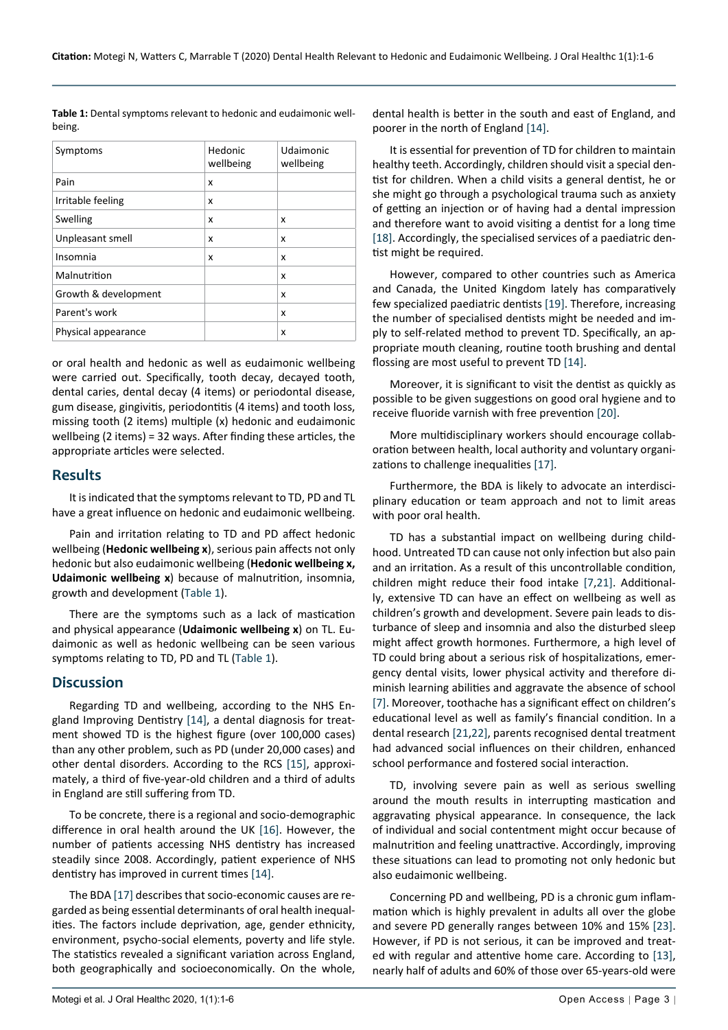**Table 1:** Dental symptoms relevant to hedonic and eudaimonic wellbeing.

| Symptoms | Hedonic wellbeing | Udaimonic wellbeing |
|---|---|---|
| Pain | x | |
| Irritable feeling | x | |
| Swelling | x | x |
| Unpleasant smell | x | x |
| Insomnia | x | x |
| Malnutrition | | x |
| Growth & development | | x |
| Parent's work | | x |
| Physical appearance | | x |

or oral health and hedonic as well as eudaimonic wellbeing were carried out. Specifically, tooth decay, decayed tooth, dental caries, dental decay (4 items) or periodontal disease, gum disease, gingivitis, periodontitis (4 items) and tooth loss, missing tooth (2 items) multiple (x) hedonic and eudaimonic wellbeing (2 items) = 32 ways. After finding these articles, the appropriate articles were selected.

## Results

It is indicated that the symptoms relevant to TD, PD and TL have a great influence on hedonic and eudaimonic wellbeing.

Pain and irritation relating to TD and PD affect hedonic wellbeing (**Hedonic wellbeing x**), serious pain affects not only hedonic but also eudaimonic wellbeing (**Hedonic wellbeing x, Udaimonic wellbeing x**) because of malnutrition, insomnia, growth and development (Table 1).

There are the symptoms such as a lack of mastication and physical appearance (**Udaimonic wellbeing x**) on TL. Eudaimonic as well as hedonic wellbeing can be seen various symptoms relating to TD, PD and TL (Table 1).

## Discussion

Regarding TD and wellbeing, according to the NHS England Improving Dentistry [14], a dental diagnosis for treatment showed TD is the highest figure (over 100,000 cases) than any other problem, such as PD (under 20,000 cases) and other dental disorders. According to the RCS [15], approximately, a third of five-year-old children and a third of adults in England are still suffering from TD.

To be concrete, there is a regional and socio-demographic difference in oral health around the UK [16]. However, the number of patients accessing NHS dentistry has increased steadily since 2008. Accordingly, patient experience of NHS dentistry has improved in current times [14].

The BDA [17] describes that socio-economic causes are regarded as being essential determinants of oral health inequalities. The factors include deprivation, age, gender ethnicity, environment, psycho-social elements, poverty and life style. The statistics revealed a significant variation across England, both geographically and socioeconomically. On the whole, dental health is better in the south and east of England, and poorer in the north of England [14].

It is essential for prevention of TD for children to maintain healthy teeth. Accordingly, children should visit a special dentist for children. When a child visits a general dentist, he or she might go through a psychological trauma such as anxiety of getting an injection or of having had a dental impression and therefore want to avoid visiting a dentist for a long time [18]. Accordingly, the specialised services of a paediatric dentist might be required.

However, compared to other countries such as America and Canada, the United Kingdom lately has comparatively few specialized paediatric dentists [19]. Therefore, increasing the number of specialised dentists might be needed and imply to self-related method to prevent TD. Specifically, an appropriate mouth cleaning, routine tooth brushing and dental flossing are most useful to prevent TD [14].

Moreover, it is significant to visit the dentist as quickly as possible to be given suggestions on good oral hygiene and to receive fluoride varnish with free prevention [20].

More multidisciplinary workers should encourage collaboration between health, local authority and voluntary organizations to challenge inequalities [17].

Furthermore, the BDA is likely to advocate an interdisciplinary education or team approach and not to limit areas with poor oral health.

TD has a substantial impact on wellbeing during childhood. Untreated TD can cause not only infection but also pain and an irritation. As a result of this uncontrollable condition, children might reduce their food intake [7,21]. Additionally, extensive TD can have an effect on wellbeing as well as children's growth and development. Severe pain leads to disturbance of sleep and insomnia and also the disturbed sleep might affect growth hormones. Furthermore, a high level of TD could bring about a serious risk of hospitalizations, emergency dental visits, lower physical activity and therefore diminish learning abilities and aggravate the absence of school [7]. Moreover, toothache has a significant effect on children's educational level as well as family's financial condition. In a dental research [21,22], parents recognised dental treatment had advanced social influences on their children, enhanced school performance and fostered social interaction.

TD, involving severe pain as well as serious swelling around the mouth results in interrupting mastication and aggravating physical appearance. In consequence, the lack of individual and social contentment might occur because of malnutrition and feeling unattractive. Accordingly, improving these situations can lead to promoting not only hedonic but also eudaimonic wellbeing.

Concerning PD and wellbeing, PD is a chronic gum inflammation which is highly prevalent in adults all over the globe and severe PD generally ranges between 10% and 15% [23]. However, if PD is not serious, it can be improved and treated with regular and attentive home care. According to [13], nearly half of adults and 60% of those over 65-years-old were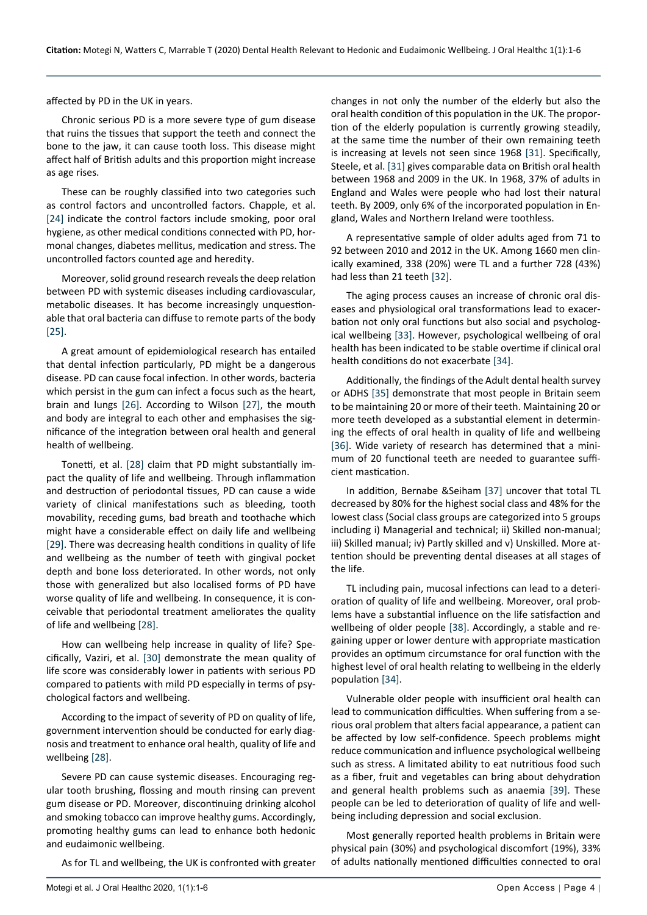affected by PD in the UK in years.

Chronic serious PD is a more severe type of gum disease that ruins the tissues that support the teeth and connect the bone to the jaw, it can cause tooth loss. This disease might affect half of British adults and this proportion might increase as age rises.

These can be roughly classified into two categories such as control factors and uncontrolled factors. Chapple, et al. [24] indicate the control factors include smoking, poor oral hygiene, as other medical conditions connected with PD, hormonal changes, diabetes mellitus, medication and stress. The uncontrolled factors counted age and heredity.

Moreover, solid ground research reveals the deep relation between PD with systemic diseases including cardiovascular, metabolic diseases. It has become increasingly unquestionable that oral bacteria can diffuse to remote parts of the body [25].

A great amount of epidemiological research has entailed that dental infection particularly, PD might be a dangerous disease. PD can cause focal infection. In other words, bacteria which persist in the gum can infect a focus such as the heart, brain and lungs [26]. According to Wilson [27], the mouth and body are integral to each other and emphasises the significance of the integration between oral health and general health of wellbeing.

Tonetti, et al. [28] claim that PD might substantially impact the quality of life and wellbeing. Through inflammation and destruction of periodontal tissues, PD can cause a wide variety of clinical manifestations such as bleeding, tooth movability, receding gums, bad breath and toothache which might have a considerable effect on daily life and wellbeing [29]. There was decreasing health conditions in quality of life and wellbeing as the number of teeth with gingival pocket depth and bone loss deteriorated. In other words, not only those with generalized but also localised forms of PD have worse quality of life and wellbeing. In consequence, it is conceivable that periodontal treatment ameliorates the quality of life and wellbeing [28].

How can wellbeing help increase in quality of life? Specifically, Vaziri, et al. [30] demonstrate the mean quality of life score was considerably lower in patients with serious PD compared to patients with mild PD especially in terms of psychological factors and wellbeing.

According to the impact of severity of PD on quality of life, government intervention should be conducted for early diagnosis and treatment to enhance oral health, quality of life and wellbeing [28].

Severe PD can cause systemic diseases. Encouraging regular tooth brushing, flossing and mouth rinsing can prevent gum disease or PD. Moreover, discontinuing drinking alcohol and smoking tobacco can improve healthy gums. Accordingly, promoting healthy gums can lead to enhance both hedonic and eudaimonic wellbeing.

As for TL and wellbeing, the UK is confronted with greater changes in not only the number of the elderly but also the oral health condition of this population in the UK. The proportion of the elderly population is currently growing steadily, at the same time the number of their own remaining teeth is increasing at levels not seen since 1968 [31]. Specifically, Steele, et al. [31] gives comparable data on British oral health between 1968 and 2009 in the UK. In 1968, 37% of adults in England and Wales were people who had lost their natural teeth. By 2009, only 6% of the incorporated population in England, Wales and Northern Ireland were toothless.

A representative sample of older adults aged from 71 to 92 between 2010 and 2012 in the UK. Among 1660 men clinically examined, 338 (20%) were TL and a further 728 (43%) had less than 21 teeth [32].

The aging process causes an increase of chronic oral diseases and physiological oral transformations lead to exacerbation not only oral functions but also social and psychological wellbeing [33]. However, psychological wellbeing of oral health has been indicated to be stable overtime if clinical oral health conditions do not exacerbate [34].

Additionally, the findings of the Adult dental health survey or ADHS [35] demonstrate that most people in Britain seem to be maintaining 20 or more of their teeth. Maintaining 20 or more teeth developed as a substantial element in determining the effects of oral health in quality of life and wellbeing [36]. Wide variety of research has determined that a minimum of 20 functional teeth are needed to guarantee sufficient mastication.

In addition, Bernabe &Seiham [37] uncover that total TL decreased by 80% for the highest social class and 48% for the lowest class (Social class groups are categorized into 5 groups including i) Managerial and technical; ii) Skilled non-manual; iii) Skilled manual; iv) Partly skilled and v) Unskilled. More attention should be preventing dental diseases at all stages of the life.

TL including pain, mucosal infections can lead to a deterioration of quality of life and wellbeing. Moreover, oral problems have a substantial influence on the life satisfaction and wellbeing of older people [38]. Accordingly, a stable and regaining upper or lower denture with appropriate mastication provides an optimum circumstance for oral function with the highest level of oral health relating to wellbeing in the elderly population [34].

Vulnerable older people with insufficient oral health can lead to communication difficulties. When suffering from a serious oral problem that alters facial appearance, a patient can be affected by low self-confidence. Speech problems might reduce communication and influence psychological wellbeing such as stress. A limitated ability to eat nutritious food such as a fiber, fruit and vegetables can bring about dehydration and general health problems such as anaemia [39]. These people can be led to deterioration of quality of life and wellbeing including depression and social exclusion.

Most generally reported health problems in Britain were physical pain (30%) and psychological discomfort (19%), 33% of adults nationally mentioned difficulties connected to oral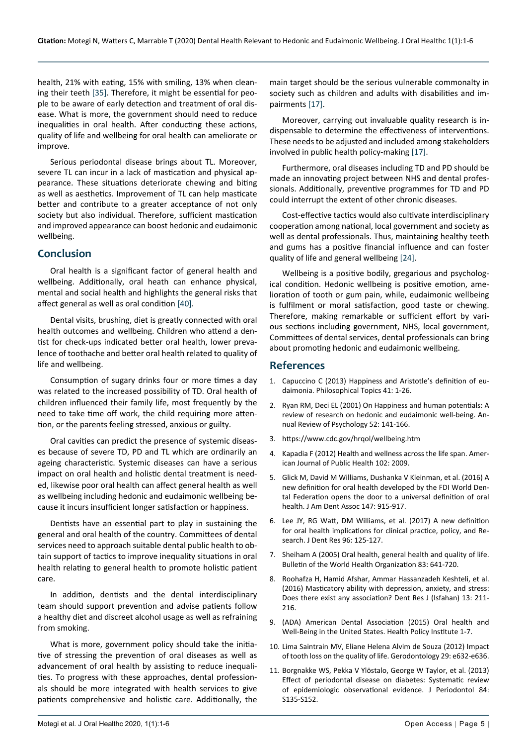health, 21% with eating, 15% with smiling, 13% when cleaning their teeth [35]. Therefore, it might be essential for people to be aware of early detection and treatment of oral disease. What is more, the government should need to reduce inequalities in oral health. After conducting these actions, quality of life and wellbeing for oral health can ameliorate or improve.

Serious periodontal disease brings about TL. Moreover, severe TL can incur in a lack of mastication and physical appearance. These situations deteriorate chewing and biting as well as aesthetics. Improvement of TL can help masticate better and contribute to a greater acceptance of not only society but also individual. Therefore, sufficient mastication and improved appearance can boost hedonic and eudaimonic wellbeing.

## Conclusion

Oral health is a significant factor of general health and wellbeing. Additionally, oral heath can enhance physical, mental and social health and highlights the general risks that affect general as well as oral condition [40].

Dental visits, brushing, diet is greatly connected with oral health outcomes and wellbeing. Children who attend a dentist for check-ups indicated better oral health, lower prevalence of toothache and better oral health related to quality of life and wellbeing.

Consumption of sugary drinks four or more times a day was related to the increased possibility of TD. Oral health of children influenced their family life, most frequently by the need to take time off work, the child requiring more attention, or the parents feeling stressed, anxious or guilty.

Oral cavities can predict the presence of systemic diseases because of severe TD, PD and TL which are ordinarily an ageing characteristic. Systemic diseases can have a serious impact on oral health and holistic dental treatment is needed, likewise poor oral health can affect general health as well as wellbeing including hedonic and eudaimonic wellbeing because it incurs insufficient longer satisfaction or happiness.

Dentists have an essential part to play in sustaining the general and oral health of the country. Committees of dental services need to approach suitable dental public health to obtain support of tactics to improve inequality situations in oral health relating to general health to promote holistic patient care.

In addition, dentists and the dental interdisciplinary team should support prevention and advise patients follow a healthy diet and discreet alcohol usage as well as refraining from smoking.

What is more, government policy should take the initiative of stressing the prevention of oral diseases as well as advancement of oral health by assisting to reduce inequalities. To progress with these approaches, dental professionals should be more integrated with health services to give patients comprehensive and holistic care. Additionally, the main target should be the serious vulnerable commonalty in society such as children and adults with disabilities and impairments [17].

Moreover, carrying out invaluable quality research is indispensable to determine the effectiveness of interventions. These needs to be adjusted and included among stakeholders involved in public health policy-making [17].

Furthermore, oral diseases including TD and PD should be made an innovating project between NHS and dental professionals. Additionally, preventive programmes for TD and PD could interrupt the extent of other chronic diseases.

Cost-effective tactics would also cultivate interdisciplinary cooperation among national, local government and society as well as dental professionals. Thus, maintaining healthy teeth and gums has a positive financial influence and can foster quality of life and general wellbeing [24].

Wellbeing is a positive bodily, gregarious and psychological condition. Hedonic wellbeing is positive emotion, amelioration of tooth or gum pain, while, eudaimonic wellbeing is fulfilment or moral satisfaction, good taste or chewing. Therefore, making remarkable or sufficient effort by various sections including government, NHS, local government, Committees of dental services, dental professionals can bring about promoting hedonic and eudaimonic wellbeing.

## References

1. Capuccino C (2013) Happiness and Aristotle's definition of eudaimonia. Philosophical Topics 41: 1-26.
2. Ryan RM, Deci EL (2001) On Happiness and human potentials: A review of research on hedonic and eudaimonic well-being. Annual Review of Psychology 52: 141-166.
3. https://www.cdc.gov/hrqol/wellbeing.htm
4. Kapadia F (2012) Health and wellness across the life span. American Journal of Public Health 102: 2009.
5. Glick M, David M Williams, Dushanka V Kleinman, et al. (2016) A new definition for oral health developed by the FDI World Dental Federation opens the door to a universal definition of oral health. J Am Dent Assoc 147: 915-917.
6. Lee JY, RG Watt, DM Williams, et al. (2017) A new definition for oral health implications for clinical practice, policy, and Research. J Dent Res 96: 125-127.
7. Sheiham A (2005) Oral health, general health and quality of life. Bulletin of the World Health Organization 83: 641-720.
8. Roohafza H, Hamid Afshar, Ammar Hassanzadeh Keshteli, et al. (2016) Masticatory ability with depression, anxiety, and stress: Does there exist any association? Dent Res J (Isfahan) 13: 211-216.
9. (ADA) American Dental Association (2015) Oral health and Well-Being in the United States. Health Policy Institute 1-7.
10. Lima Saintrain MV, Eliane Helena Alvim de Souza (2012) Impact of tooth loss on the quality of life. Gerodontology 29: e632-e636.
11. Borgnakke WS, Pekka V Ylöstalo, George W Taylor, et al. (2013) Effect of periodontal disease on diabetes: Systematic review of epidemiologic observational evidence. J Periodontol 84: S135-S152.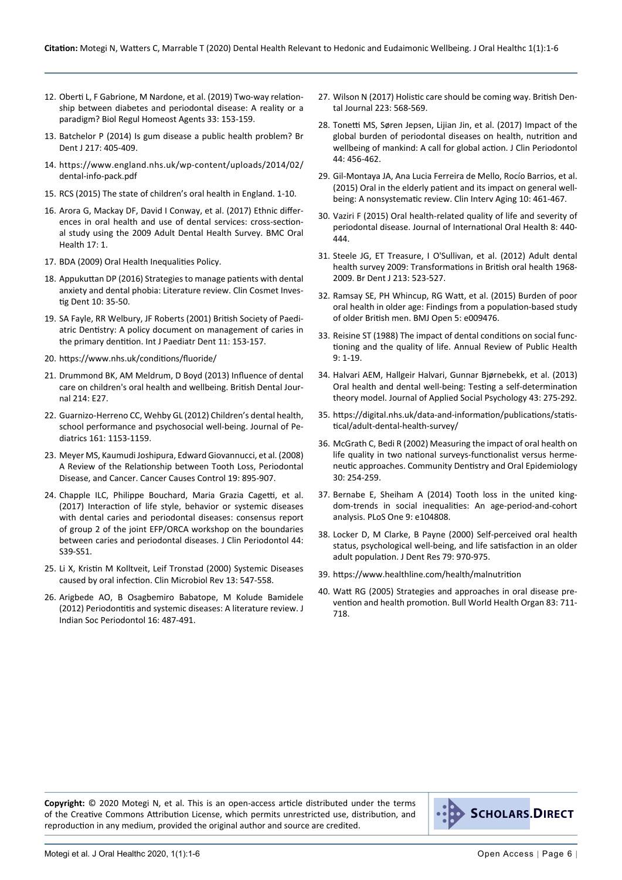12. Oberti L, F Gabrione, M Nardone, et al. (2019) Two-way relationship between diabetes and periodontal disease: A reality or a paradigm? Biol Regul Homeost Agents 33: 153-159.
13. Batchelor P (2014) Is gum disease a public health problem? Br Dent J 217: 405-409.
14. https://www.england.nhs.uk/wp-content/uploads/2014/02/dental-info-pack.pdf
15. RCS (2015) The state of children's oral health in England. 1-10.
16. Arora G, Mackay DF, David I Conway, et al. (2017) Ethnic differences in oral health and use of dental services: cross-sectional study using the 2009 Adult Dental Health Survey. BMC Oral Health 17: 1.
17. BDA (2009) Oral Health Inequalities Policy.
18. Appukuttan DP (2016) Strategies to manage patients with dental anxiety and dental phobia: Literature review. Clin Cosmet Investig Dent 10: 35-50.
19. SA Fayle, RR Welbury, JF Roberts (2001) British Society of Paediatric Dentistry: A policy document on management of caries in the primary dentition. Int J Paediatr Dent 11: 153-157.
20. https://www.nhs.uk/conditions/fluoride/
21. Drummond BK, AM Meldrum, D Boyd (2013) Influence of dental care on children's oral health and wellbeing. British Dental Journal 214: E27.
22. Guarnizo-Herreno CC, Wehby GL (2012) Children's dental health, school performance and psychosocial well-being. Journal of Pediatrics 161: 1153-1159.
23. Meyer MS, Kaumudi Joshipura, Edward Giovannucci, et al. (2008) A Review of the Relationship between Tooth Loss, Periodontal Disease, and Cancer. Cancer Causes Control 19: 895-907.
24. Chapple ILC, Philippe Bouchard, Maria Grazia Cagetti, et al. (2017) Interaction of life style, behavior or systemic diseases with dental caries and periodontal diseases: consensus report of group 2 of the joint EFP/ORCA workshop on the boundaries between caries and periodontal diseases. J Clin Periodontol 44: S39-S51.
25. Li X, Kristin M Kolltveit, Leif Tronstad (2000) Systemic Diseases caused by oral infection. Clin Microbiol Rev 13: 547-558.
26. Arigbede AO, B Osagbemiro Babatope, M Kolude Bamidele (2012) Periodontitis and systemic diseases: A literature review. J Indian Soc Periodontol 16: 487-491.
27. Wilson N (2017) Holistic care should be coming way. British Dental Journal 223: 568-569.
28. Tonetti MS, Søren Jepsen, Lijian Jin, et al. (2017) Impact of the global burden of periodontal diseases on health, nutrition and wellbeing of mankind: A call for global action. J Clin Periodontol 44: 456-462.
29. Gil-Montaya JA, Ana Lucia Ferreira de Mello, Rocío Barrios, et al. (2015) Oral in the elderly patient and its impact on general well-being: A nonsystematic review. Clin Interv Aging 10: 461-467.
30. Vaziri F (2015) Oral health-related quality of life and severity of periodontal disease. Journal of International Oral Health 8: 440-444.
31. Steele JG, ET Treasure, I O'Sullivan, et al. (2012) Adult dental health survey 2009: Transformations in British oral health 1968-2009. Br Dent J 213: 523-527.
32. Ramsay SE, PH Whincup, RG Watt, et al. (2015) Burden of poor oral health in older age: Findings from a population-based study of older British men. BMJ Open 5: e009476.
33. Reisine ST (1988) The impact of dental conditions on social functioning and the quality of life. Annual Review of Public Health 9: 1-19.
34. Halvari AEM, Hallgeir Halvari, Gunnar Bjørnebekk, et al. (2013) Oral health and dental well-being: Testing a self-determination theory model. Journal of Applied Social Psychology 43: 275-292.
35. https://digital.nhs.uk/data-and-information/publications/statistical/adult-dental-health-survey/
36. McGrath C, Bedi R (2002) Measuring the impact of oral health on life quality in two national surveys-functionalist versus hermeneutic approaches. Community Dentistry and Oral Epidemiology 30: 254-259.
37. Bernabe E, Sheiham A (2014) Tooth loss in the united kingdom-trends in social inequalities: An age-period-and-cohort analysis. PLoS One 9: e104808.
38. Locker D, M Clarke, B Payne (2000) Self-perceived oral health status, psychological well-being, and life satisfaction in an older adult population. J Dent Res 79: 970-975.
39. https://www.healthline.com/health/malnutrition
40. Watt RG (2005) Strategies and approaches in oral disease prevention and health promotion. Bull World Health Organ 83: 711-718.

**Copyright:** © 2020 Motegi N, et al. This is an open-access article distributed under the terms of the Creative Commons Attribution License, which permits unrestricted use, distribution, and reproduction in any medium, provided the original author and source are credited.